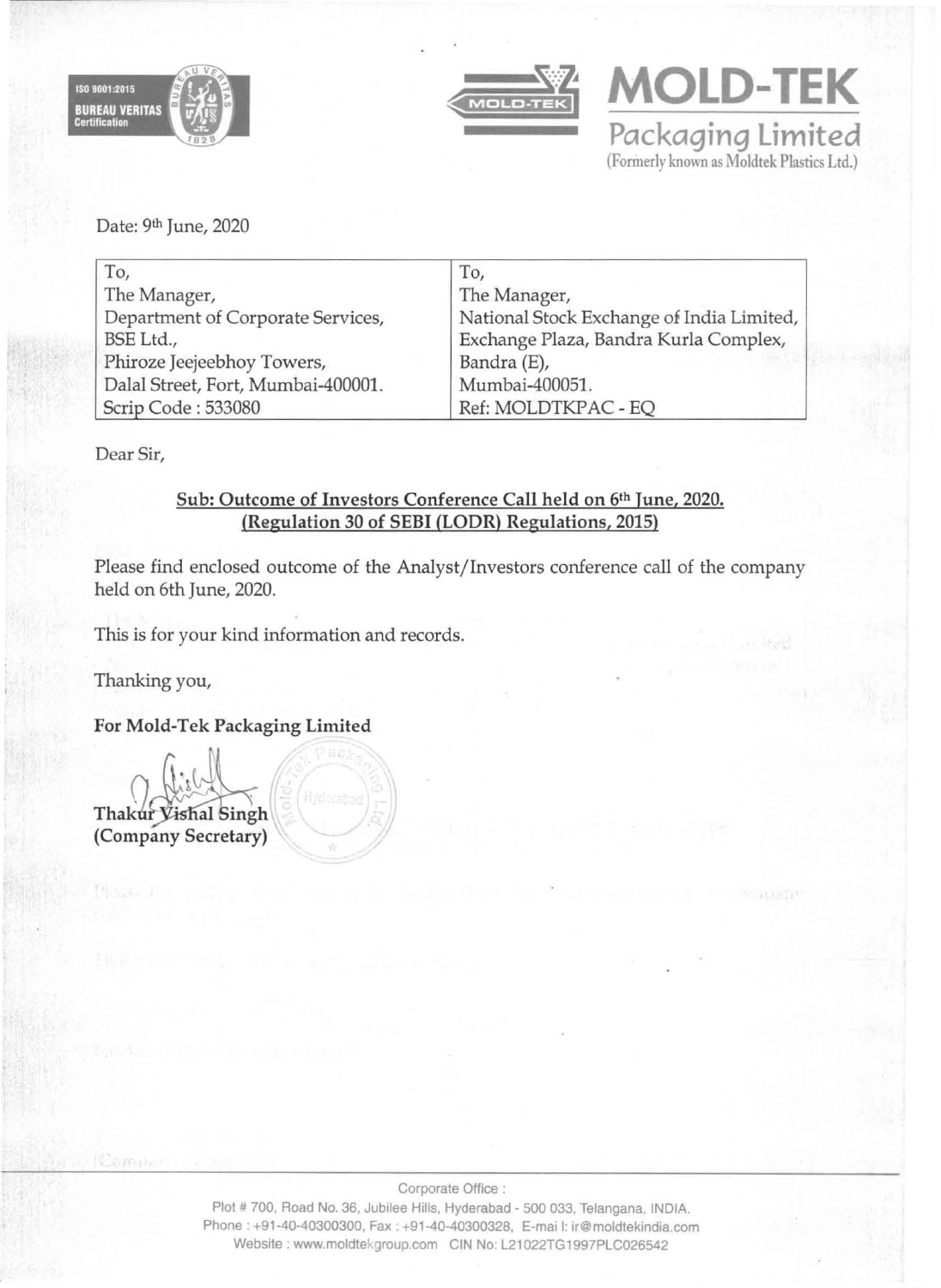# MOLD-TEK

**Packaging Limited**
(Formerly known as Moldtek Plastics Ltd.)

Date: 9th June, 2020

| To, | To, |
|---|---|
| The Manager, | The Manager, |
| Department of Corporate Services, | National Stock Exchange of India Limited, |
| BSE Ltd., | Exchange Plaza, Bandra Kurla Complex, |
| Phiroze Jeejeebhoy Towers, | Bandra (E), |
| Dalal Street, Fort, Mumbai-400001. | Mumbai-400051. |
| Scrip Code : 533080 | Ref: MOLDTKPAC - EQ |

Dear Sir,

**Sub: Outcome of Investors Conference Call held on 6th June, 2020.**
**(Regulation 30 of SEBI (LODR) Regulations, 2015)**

Please find enclosed outcome of the Analyst/Investors conference call of the company held on 6th June, 2020.

This is for your kind information and records.

Thanking you,

**For Mold-Tek Packaging Limited**

**Thakur Vishal Singh**
**(Company Secretary)**

Corporate Office :
Plot # 700, Road No. 36, Jubilee Hills, Hyderabad - 500 033, Telangana, INDIA.
Phone : +91-40-40300300, Fax : +91-40-40300328, E-mail: ir@moldtekindia.com
Website : www.moldtekgroup.com CIN No: L21022TG1997PLC026542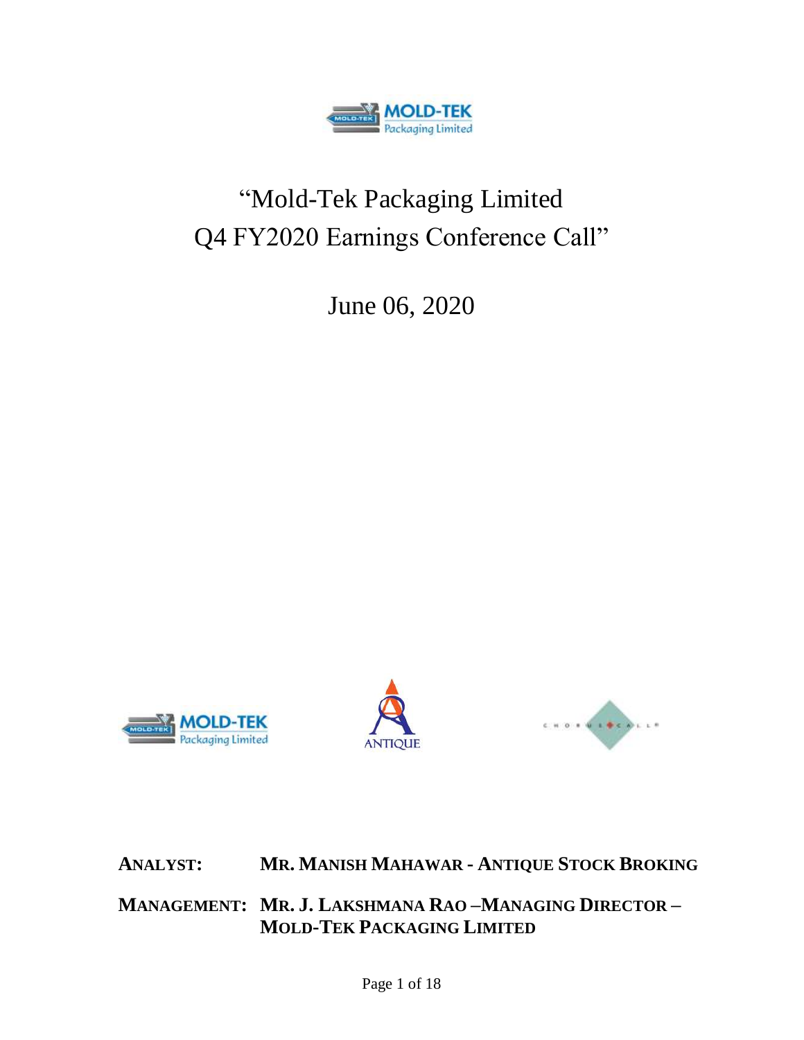# "Mold-Tek Packaging Limited Q4 FY2020 Earnings Conference Call"

June 06, 2020

**ANALYST:** **MR. MANISH MAHAWAR - ANTIQUE STOCK BROKING**

**MANAGEMENT:** **MR. J. LAKSHMANA RAO –MANAGING DIRECTOR – MOLD-TEK PACKAGING LIMITED**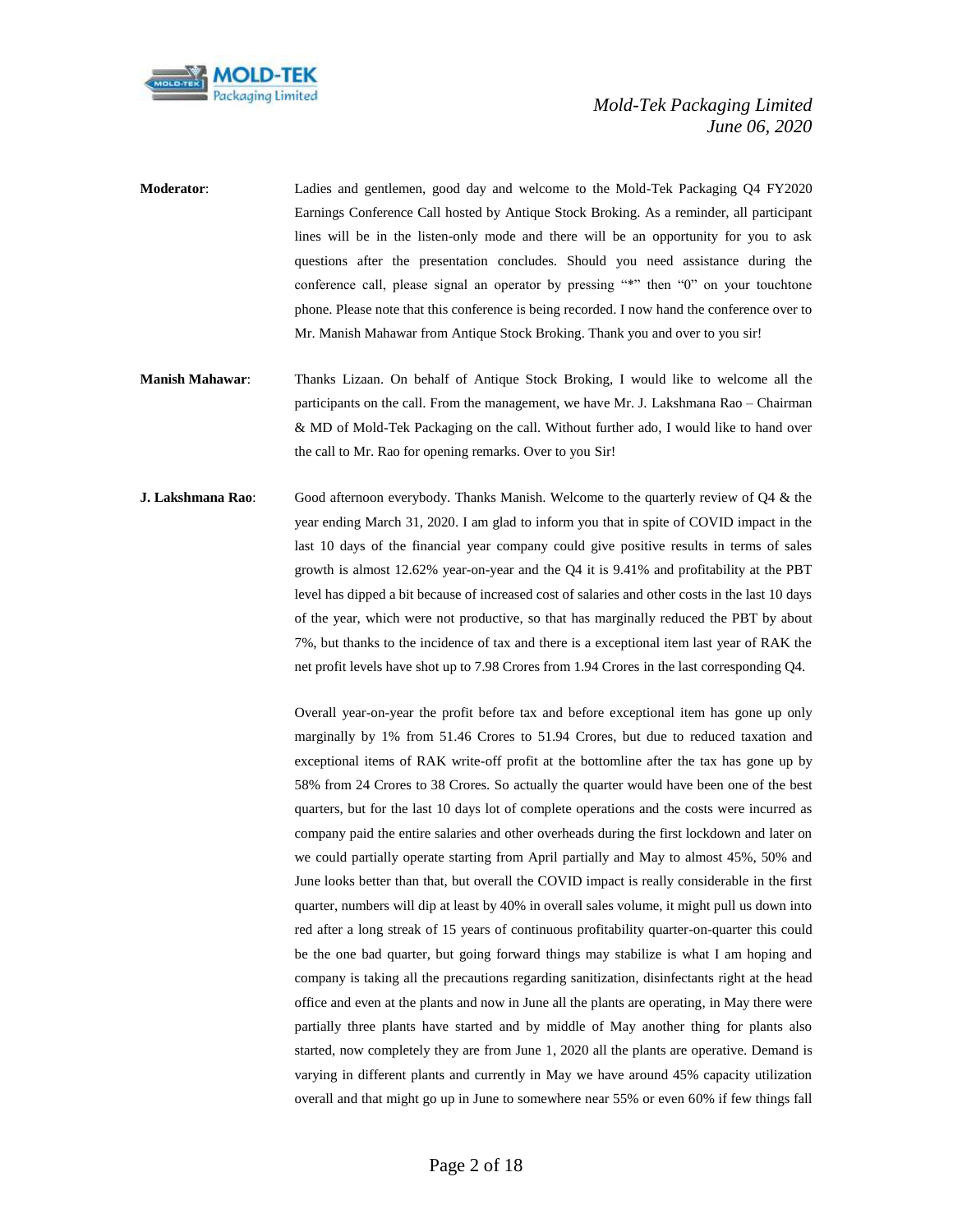**Moderator**: Ladies and gentlemen, good day and welcome to the Mold-Tek Packaging Q4 FY2020 Earnings Conference Call hosted by Antique Stock Broking. As a reminder, all participant lines will be in the listen-only mode and there will be an opportunity for you to ask questions after the presentation concludes. Should you need assistance during the conference call, please signal an operator by pressing "*" then "0" on your touchtone phone. Please note that this conference is being recorded. I now hand the conference over to Mr. Manish Mahawar from Antique Stock Broking. Thank you and over to you sir!

**Manish Mahawar**: Thanks Lizaan. On behalf of Antique Stock Broking, I would like to welcome all the participants on the call. From the management, we have Mr. J. Lakshmana Rao – Chairman & MD of Mold-Tek Packaging on the call. Without further ado, I would like to hand over the call to Mr. Rao for opening remarks. Over to you Sir!

**J. Lakshmana Rao**: Good afternoon everybody. Thanks Manish. Welcome to the quarterly review of Q4 & the year ending March 31, 2020. I am glad to inform you that in spite of COVID impact in the last 10 days of the financial year company could give positive results in terms of sales growth is almost 12.62% year-on-year and the Q4 it is 9.41% and profitability at the PBT level has dipped a bit because of increased cost of salaries and other costs in the last 10 days of the year, which were not productive, so that has marginally reduced the PBT by about 7%, but thanks to the incidence of tax and there is a exceptional item last year of RAK the net profit levels have shot up to 7.98 Crores from 1.94 Crores in the last corresponding Q4.

Overall year-on-year the profit before tax and before exceptional item has gone up only marginally by 1% from 51.46 Crores to 51.94 Crores, but due to reduced taxation and exceptional items of RAK write-off profit at the bottomline after the tax has gone up by 58% from 24 Crores to 38 Crores. So actually the quarter would have been one of the best quarters, but for the last 10 days lot of complete operations and the costs were incurred as company paid the entire salaries and other overheads during the first lockdown and later on we could partially operate starting from April partially and May to almost 45%, 50% and June looks better than that, but overall the COVID impact is really considerable in the first quarter, numbers will dip at least by 40% in overall sales volume, it might pull us down into red after a long streak of 15 years of continuous profitability quarter-on-quarter this could be the one bad quarter, but going forward things may stabilize is what I am hoping and company is taking all the precautions regarding sanitization, disinfectants right at the head office and even at the plants and now in June all the plants are operating, in May there were partially three plants have started and by middle of May another thing for plants also started, now completely they are from June 1, 2020 all the plants are operative. Demand is varying in different plants and currently in May we have around 45% capacity utilization overall and that might go up in June to somewhere near 55% or even 60% if few things fall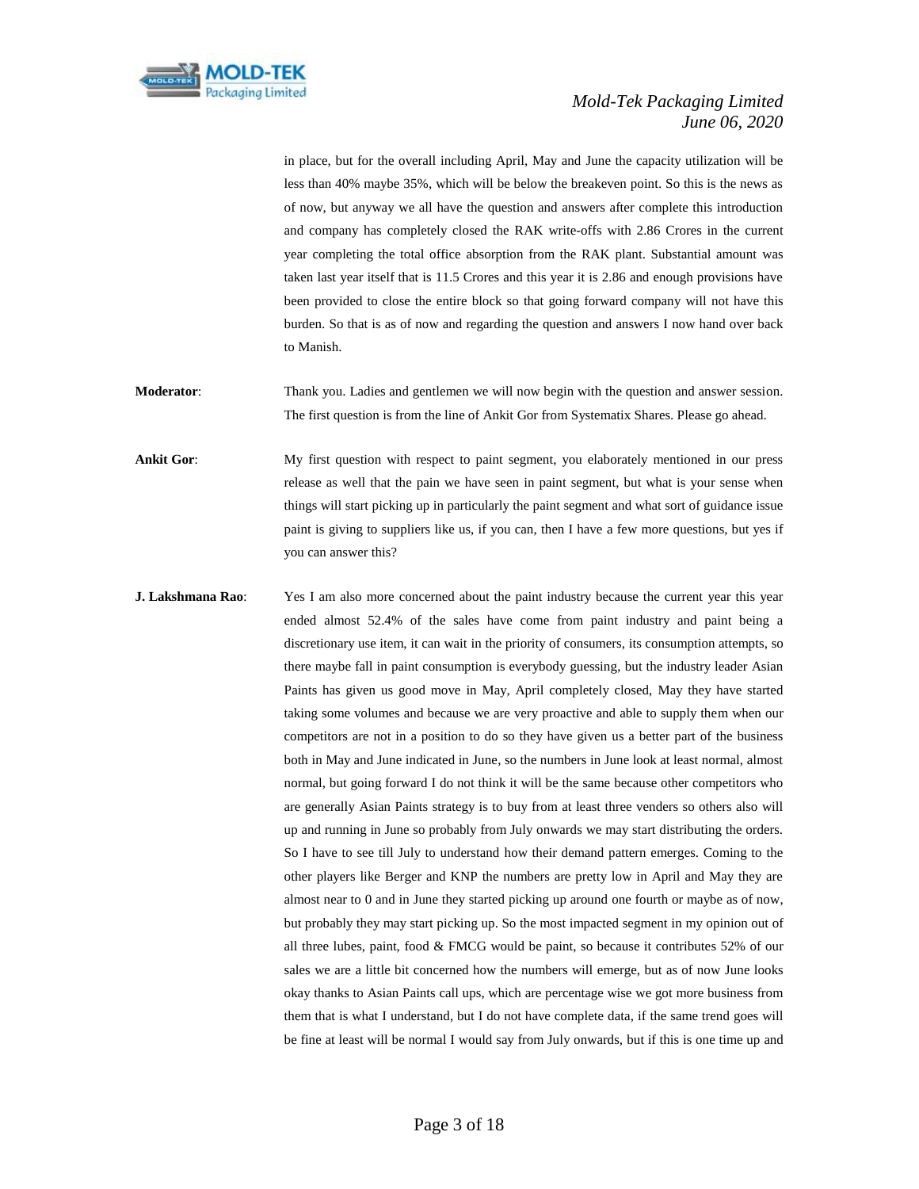in place, but for the overall including April, May and June the capacity utilization will be less than 40% maybe 35%, which will be below the breakeven point. So this is the news as of now, but anyway we all have the question and answers after complete this introduction and company has completely closed the RAK write-offs with 2.86 Crores in the current year completing the total office absorption from the RAK plant. Substantial amount was taken last year itself that is 11.5 Crores and this year it is 2.86 and enough provisions have been provided to close the entire block so that going forward company will not have this burden. So that is as of now and regarding the question and answers I now hand over back to Manish.

**Moderator**: Thank you. Ladies and gentlemen we will now begin with the question and answer session. The first question is from the line of Ankit Gor from Systematix Shares. Please go ahead.

**Ankit Gor**: My first question with respect to paint segment, you elaborately mentioned in our press release as well that the pain we have seen in paint segment, but what is your sense when things will start picking up in particularly the paint segment and what sort of guidance issue paint is giving to suppliers like us, if you can, then I have a few more questions, but yes if you can answer this?

**J. Lakshmana Rao**: Yes I am also more concerned about the paint industry because the current year this year ended almost 52.4% of the sales have come from paint industry and paint being a discretionary use item, it can wait in the priority of consumers, its consumption attempts, so there maybe fall in paint consumption is everybody guessing, but the industry leader Asian Paints has given us good move in May, April completely closed, May they have started taking some volumes and because we are very proactive and able to supply them when our competitors are not in a position to do so they have given us a better part of the business both in May and June indicated in June, so the numbers in June look at least normal, almost normal, but going forward I do not think it will be the same because other competitors who are generally Asian Paints strategy is to buy from at least three venders so others also will up and running in June so probably from July onwards we may start distributing the orders. So I have to see till July to understand how their demand pattern emerges. Coming to the other players like Berger and KNP the numbers are pretty low in April and May they are almost near to 0 and in June they started picking up around one fourth or maybe as of now, but probably they may start picking up. So the most impacted segment in my opinion out of all three lubes, paint, food & FMCG would be paint, so because it contributes 52% of our sales we are a little bit concerned how the numbers will emerge, but as of now June looks okay thanks to Asian Paints call ups, which are percentage wise we got more business from them that is what I understand, but I do not have complete data, if the same trend goes will be fine at least will be normal I would say from July onwards, but if this is one time up and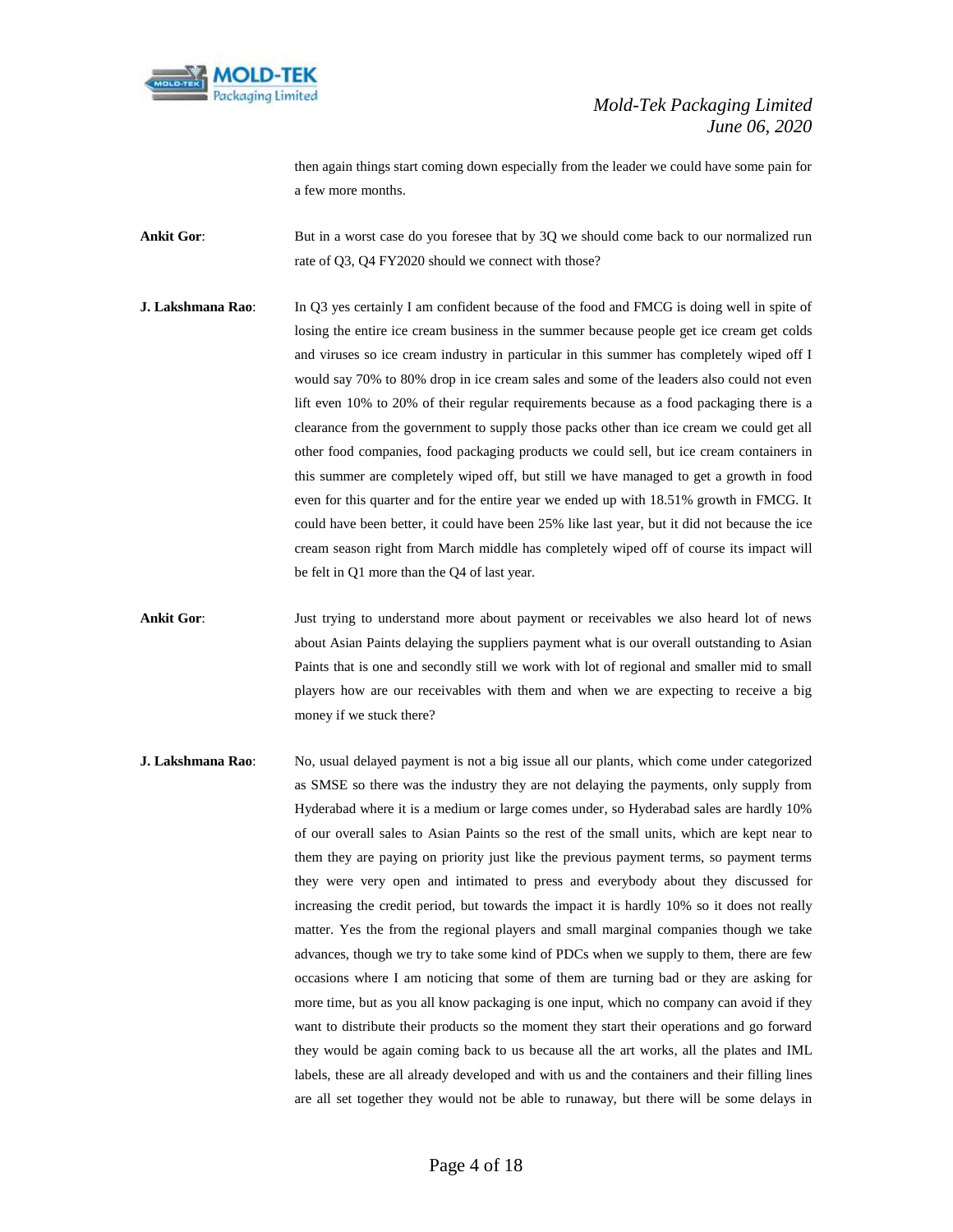then again things start coming down especially from the leader we could have some pain for a few more months.

**Ankit Gor**: But in a worst case do you foresee that by 3Q we should come back to our normalized run rate of Q3, Q4 FY2020 should we connect with those?

**J. Lakshmana Rao**: In Q3 yes certainly I am confident because of the food and FMCG is doing well in spite of losing the entire ice cream business in the summer because people get ice cream get colds and viruses so ice cream industry in particular in this summer has completely wiped off I would say 70% to 80% drop in ice cream sales and some of the leaders also could not even lift even 10% to 20% of their regular requirements because as a food packaging there is a clearance from the government to supply those packs other than ice cream we could get all other food companies, food packaging products we could sell, but ice cream containers in this summer are completely wiped off, but still we have managed to get a growth in food even for this quarter and for the entire year we ended up with 18.51% growth in FMCG. It could have been better, it could have been 25% like last year, but it did not because the ice cream season right from March middle has completely wiped off of course its impact will be felt in Q1 more than the Q4 of last year.

**Ankit Gor**: Just trying to understand more about payment or receivables we also heard lot of news about Asian Paints delaying the suppliers payment what is our overall outstanding to Asian Paints that is one and secondly still we work with lot of regional and smaller mid to small players how are our receivables with them and when we are expecting to receive a big money if we stuck there?

**J. Lakshmana Rao**: No, usual delayed payment is not a big issue all our plants, which come under categorized as SMSE so there was the industry they are not delaying the payments, only supply from Hyderabad where it is a medium or large comes under, so Hyderabad sales are hardly 10% of our overall sales to Asian Paints so the rest of the small units, which are kept near to them they are paying on priority just like the previous payment terms, so payment terms they were very open and intimated to press and everybody about they discussed for increasing the credit period, but towards the impact it is hardly 10% so it does not really matter. Yes the from the regional players and small marginal companies though we take advances, though we try to take some kind of PDCs when we supply to them, there are few occasions where I am noticing that some of them are turning bad or they are asking for more time, but as you all know packaging is one input, which no company can avoid if they want to distribute their products so the moment they start their operations and go forward they would be again coming back to us because all the art works, all the plates and IML labels, these are all already developed and with us and the containers and their filling lines are all set together they would not be able to runaway, but there will be some delays in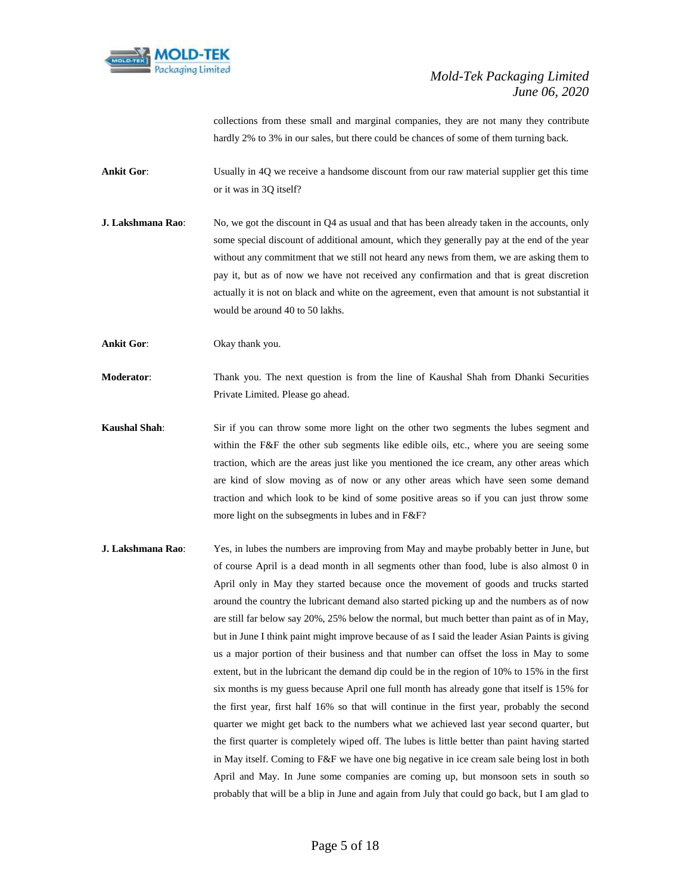collections from these small and marginal companies, they are not many they contribute hardly 2% to 3% in our sales, but there could be chances of some of them turning back.

**Ankit Gor**: Usually in 4Q we receive a handsome discount from our raw material supplier get this time or it was in 3Q itself?

**J. Lakshmana Rao**: No, we got the discount in Q4 as usual and that has been already taken in the accounts, only some special discount of additional amount, which they generally pay at the end of the year without any commitment that we still not heard any news from them, we are asking them to pay it, but as of now we have not received any confirmation and that is great discretion actually it is not on black and white on the agreement, even that amount is not substantial it would be around 40 to 50 lakhs.

**Ankit Gor**: Okay thank you.

**Moderator**: Thank you. The next question is from the line of Kaushal Shah from Dhanki Securities Private Limited. Please go ahead.

**Kaushal Shah**: Sir if you can throw some more light on the other two segments the lubes segment and within the F&F the other sub segments like edible oils, etc., where you are seeing some traction, which are the areas just like you mentioned the ice cream, any other areas which are kind of slow moving as of now or any other areas which have seen some demand traction and which look to be kind of some positive areas so if you can just throw some more light on the subsegments in lubes and in F&F?

**J. Lakshmana Rao**: Yes, in lubes the numbers are improving from May and maybe probably better in June, but of course April is a dead month in all segments other than food, lube is also almost 0 in April only in May they started because once the movement of goods and trucks started around the country the lubricant demand also started picking up and the numbers as of now are still far below say 20%, 25% below the normal, but much better than paint as of in May, but in June I think paint might improve because of as I said the leader Asian Paints is giving us a major portion of their business and that number can offset the loss in May to some extent, but in the lubricant the demand dip could be in the region of 10% to 15% in the first six months is my guess because April one full month has already gone that itself is 15% for the first year, first half 16% so that will continue in the first year, probably the second quarter we might get back to the numbers what we achieved last year second quarter, but the first quarter is completely wiped off. The lubes is little better than paint having started in May itself. Coming to F&F we have one big negative in ice cream sale being lost in both April and May. In June some companies are coming up, but monsoon sets in south so probably that will be a blip in June and again from July that could go back, but I am glad to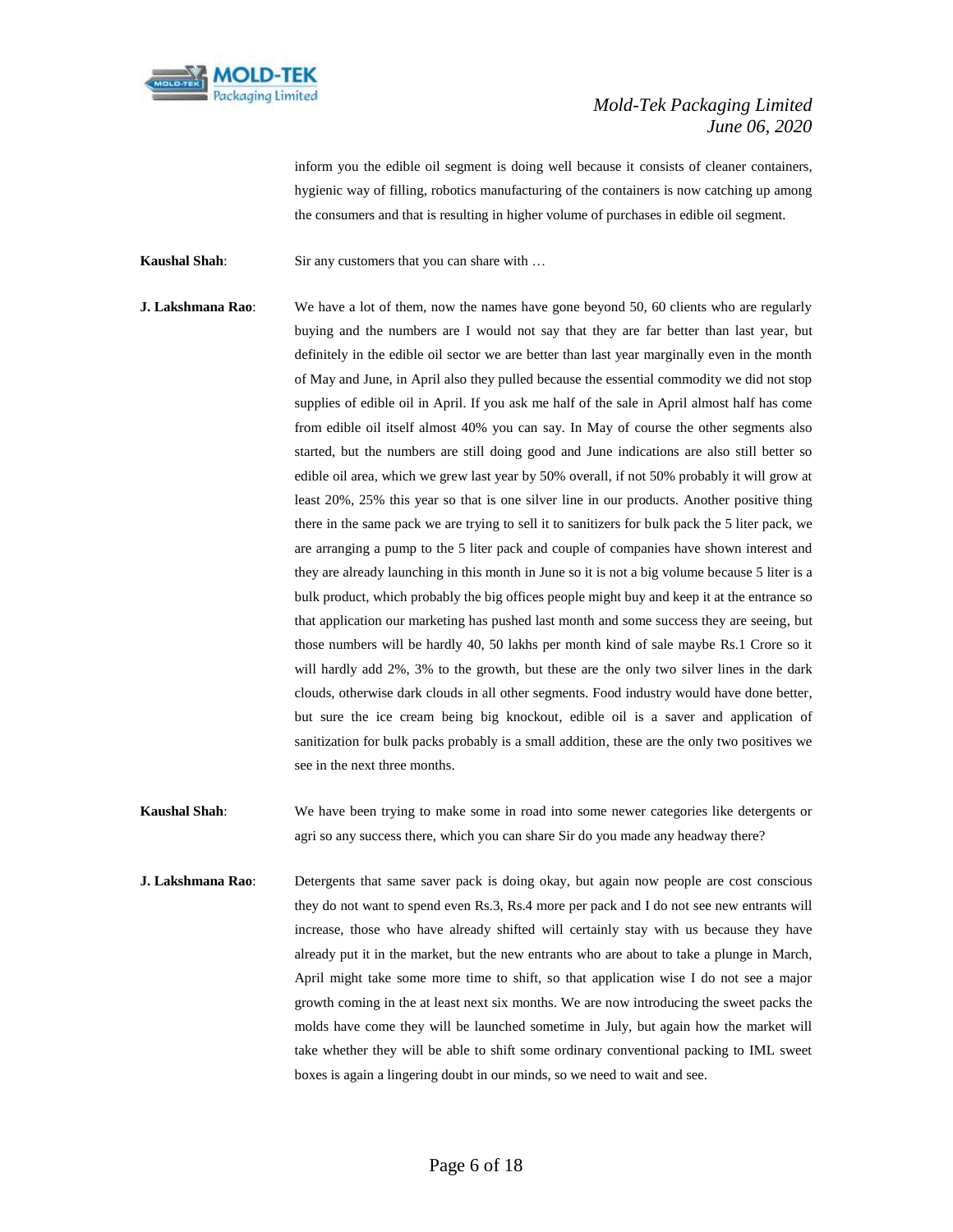inform you the edible oil segment is doing well because it consists of cleaner containers, hygienic way of filling, robotics manufacturing of the containers is now catching up among the consumers and that is resulting in higher volume of purchases in edible oil segment.

**Kaushal Shah**: Sir any customers that you can share with …

**J. Lakshmana Rao**: We have a lot of them, now the names have gone beyond 50, 60 clients who are regularly buying and the numbers are I would not say that they are far better than last year, but definitely in the edible oil sector we are better than last year marginally even in the month of May and June, in April also they pulled because the essential commodity we did not stop supplies of edible oil in April. If you ask me half of the sale in April almost half has come from edible oil itself almost 40% you can say. In May of course the other segments also started, but the numbers are still doing good and June indications are also still better so edible oil area, which we grew last year by 50% overall, if not 50% probably it will grow at least 20%, 25% this year so that is one silver line in our products. Another positive thing there in the same pack we are trying to sell it to sanitizers for bulk pack the 5 liter pack, we are arranging a pump to the 5 liter pack and couple of companies have shown interest and they are already launching in this month in June so it is not a big volume because 5 liter is a bulk product, which probably the big offices people might buy and keep it at the entrance so that application our marketing has pushed last month and some success they are seeing, but those numbers will be hardly 40, 50 lakhs per month kind of sale maybe Rs.1 Crore so it will hardly add 2%, 3% to the growth, but these are the only two silver lines in the dark clouds, otherwise dark clouds in all other segments. Food industry would have done better, but sure the ice cream being big knockout, edible oil is a saver and application of sanitization for bulk packs probably is a small addition, these are the only two positives we see in the next three months.

**Kaushal Shah**: We have been trying to make some in road into some newer categories like detergents or agri so any success there, which you can share Sir do you made any headway there?

**J. Lakshmana Rao**: Detergents that same saver pack is doing okay, but again now people are cost conscious they do not want to spend even Rs.3, Rs.4 more per pack and I do not see new entrants will increase, those who have already shifted will certainly stay with us because they have already put it in the market, but the new entrants who are about to take a plunge in March, April might take some more time to shift, so that application wise I do not see a major growth coming in the at least next six months. We are now introducing the sweet packs the molds have come they will be launched sometime in July, but again how the market will take whether they will be able to shift some ordinary conventional packing to IML sweet boxes is again a lingering doubt in our minds, so we need to wait and see.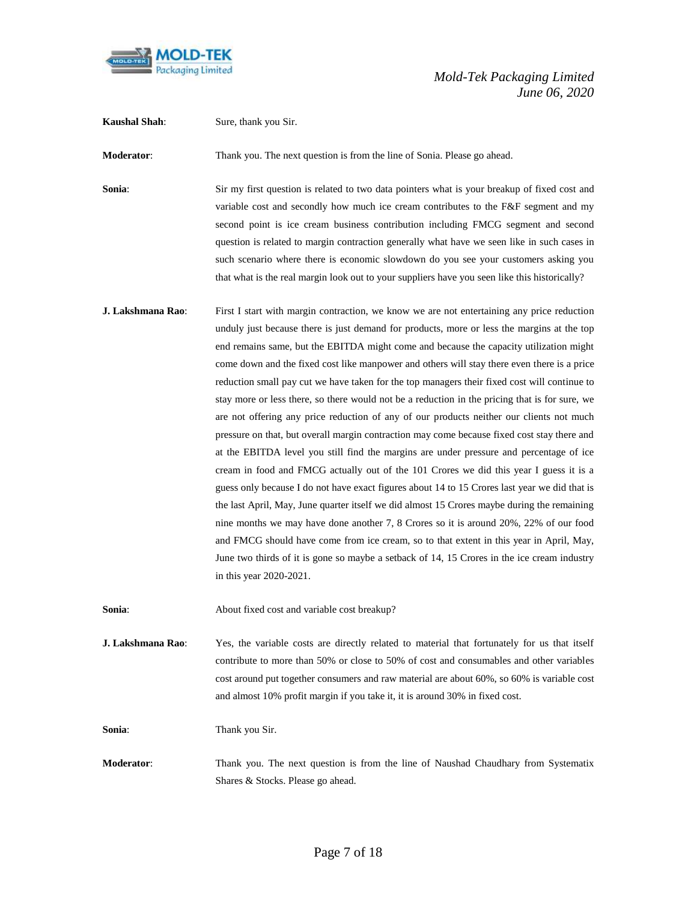**Kaushal Shah**: Sure, thank you Sir.

**Moderator**: Thank you. The next question is from the line of Sonia. Please go ahead.

**Sonia**: Sir my first question is related to two data pointers what is your breakup of fixed cost and variable cost and secondly how much ice cream contributes to the F&F segment and my second point is ice cream business contribution including FMCG segment and second question is related to margin contraction generally what have we seen like in such cases in such scenario where there is economic slowdown do you see your customers asking you that what is the real margin look out to your suppliers have you seen like this historically?

**J. Lakshmana Rao**: First I start with margin contraction, we know we are not entertaining any price reduction unduly just because there is just demand for products, more or less the margins at the top end remains same, but the EBITDA might come and because the capacity utilization might come down and the fixed cost like manpower and others will stay there even there is a price reduction small pay cut we have taken for the top managers their fixed cost will continue to stay more or less there, so there would not be a reduction in the pricing that is for sure, we are not offering any price reduction of any of our products neither our clients not much pressure on that, but overall margin contraction may come because fixed cost stay there and at the EBITDA level you still find the margins are under pressure and percentage of ice cream in food and FMCG actually out of the 101 Crores we did this year I guess it is a guess only because I do not have exact figures about 14 to 15 Crores last year we did that is the last April, May, June quarter itself we did almost 15 Crores maybe during the remaining nine months we may have done another 7, 8 Crores so it is around 20%, 22% of our food and FMCG should have come from ice cream, so to that extent in this year in April, May, June two thirds of it is gone so maybe a setback of 14, 15 Crores in the ice cream industry in this year 2020-2021.

**Sonia**: About fixed cost and variable cost breakup?

**J. Lakshmana Rao**: Yes, the variable costs are directly related to material that fortunately for us that itself contribute to more than 50% or close to 50% of cost and consumables and other variables cost around put together consumers and raw material are about 60%, so 60% is variable cost and almost 10% profit margin if you take it, it is around 30% in fixed cost.

**Sonia**: Thank you Sir.

**Moderator**: Thank you. The next question is from the line of Naushad Chaudhary from Systematix Shares & Stocks. Please go ahead.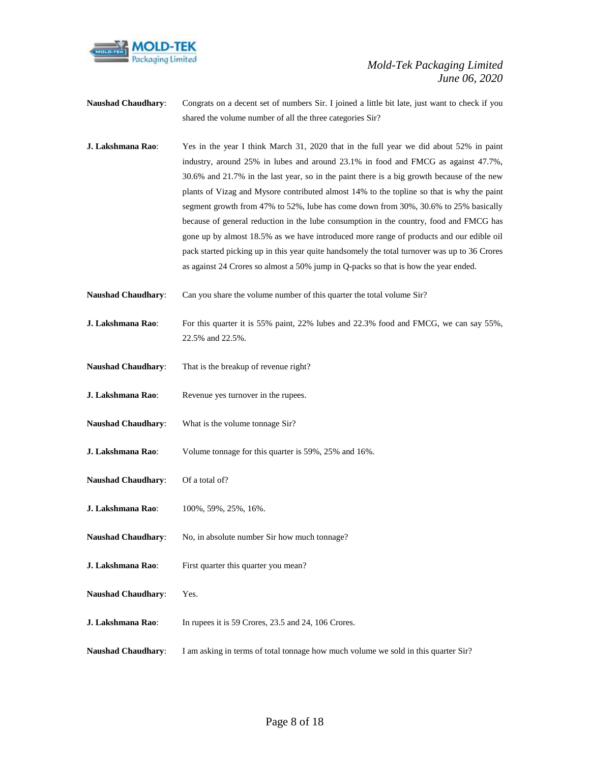**Naushad Chaudhary**: Congrats on a decent set of numbers Sir. I joined a little bit late, just want to check if you shared the volume number of all the three categories Sir?

**J. Lakshmana Rao**: Yes in the year I think March 31, 2020 that in the full year we did about 52% in paint industry, around 25% in lubes and around 23.1% in food and FMCG as against 47.7%, 30.6% and 21.7% in the last year, so in the paint there is a big growth because of the new plants of Vizag and Mysore contributed almost 14% to the topline so that is why the paint segment growth from 47% to 52%, lube has come down from 30%, 30.6% to 25% basically because of general reduction in the lube consumption in the country, food and FMCG has gone up by almost 18.5% as we have introduced more range of products and our edible oil pack started picking up in this year quite handsomely the total turnover was up to 36 Crores as against 24 Crores so almost a 50% jump in Q-packs so that is how the year ended.

**Naushad Chaudhary**: Can you share the volume number of this quarter the total volume Sir?

**J. Lakshmana Rao**: For this quarter it is 55% paint, 22% lubes and 22.3% food and FMCG, we can say 55%, 22.5% and 22.5%.

**Naushad Chaudhary**: That is the breakup of revenue right?

**J. Lakshmana Rao**: Revenue yes turnover in the rupees.

**Naushad Chaudhary**: What is the volume tonnage Sir?

**J. Lakshmana Rao**: Volume tonnage for this quarter is 59%, 25% and 16%.

**Naushad Chaudhary**: Of a total of?

**J. Lakshmana Rao**: 100%, 59%, 25%, 16%.

**Naushad Chaudhary**: No, in absolute number Sir how much tonnage?

**J. Lakshmana Rao**: First quarter this quarter you mean?

**Naushad Chaudhary**: Yes.

**J. Lakshmana Rao**: In rupees it is 59 Crores, 23.5 and 24, 106 Crores.

**Naushad Chaudhary**: I am asking in terms of total tonnage how much volume we sold in this quarter Sir?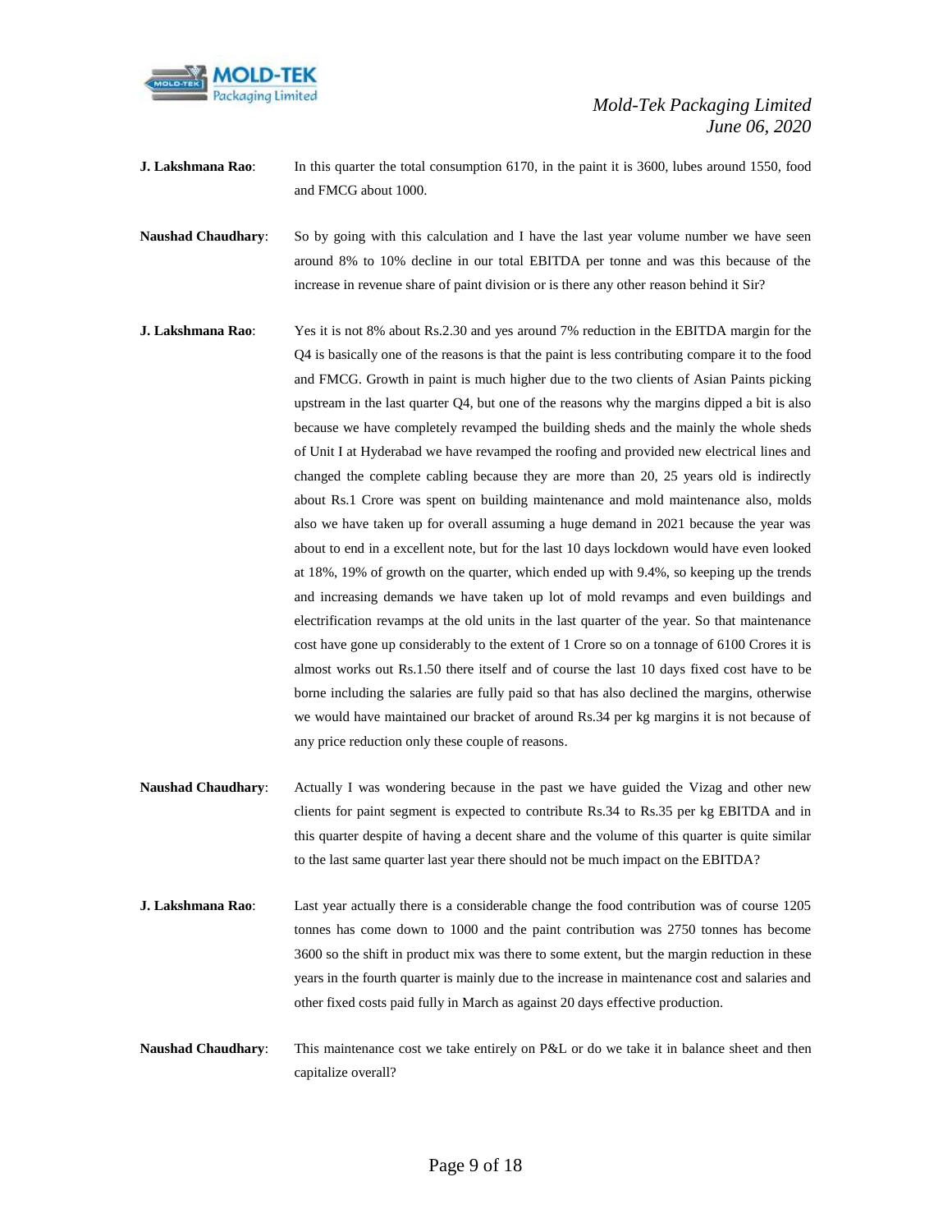**J. Lakshmana Rao**: In this quarter the total consumption 6170, in the paint it is 3600, lubes around 1550, food and FMCG about 1000.

**Naushad Chaudhary**: So by going with this calculation and I have the last year volume number we have seen around 8% to 10% decline in our total EBITDA per tonne and was this because of the increase in revenue share of paint division or is there any other reason behind it Sir?

**J. Lakshmana Rao**: Yes it is not 8% about Rs.2.30 and yes around 7% reduction in the EBITDA margin for the Q4 is basically one of the reasons is that the paint is less contributing compare it to the food and FMCG. Growth in paint is much higher due to the two clients of Asian Paints picking upstream in the last quarter Q4, but one of the reasons why the margins dipped a bit is also because we have completely revamped the building sheds and the mainly the whole sheds of Unit I at Hyderabad we have revamped the roofing and provided new electrical lines and changed the complete cabling because they are more than 20, 25 years old is indirectly about Rs.1 Crore was spent on building maintenance and mold maintenance also, molds also we have taken up for overall assuming a huge demand in 2021 because the year was about to end in a excellent note, but for the last 10 days lockdown would have even looked at 18%, 19% of growth on the quarter, which ended up with 9.4%, so keeping up the trends and increasing demands we have taken up lot of mold revamps and even buildings and electrification revamps at the old units in the last quarter of the year. So that maintenance cost have gone up considerably to the extent of 1 Crore so on a tonnage of 6100 Crores it is almost works out Rs.1.50 there itself and of course the last 10 days fixed cost have to be borne including the salaries are fully paid so that has also declined the margins, otherwise we would have maintained our bracket of around Rs.34 per kg margins it is not because of any price reduction only these couple of reasons.

**Naushad Chaudhary**: Actually I was wondering because in the past we have guided the Vizag and other new clients for paint segment is expected to contribute Rs.34 to Rs.35 per kg EBITDA and in this quarter despite of having a decent share and the volume of this quarter is quite similar to the last same quarter last year there should not be much impact on the EBITDA?

**J. Lakshmana Rao**: Last year actually there is a considerable change the food contribution was of course 1205 tonnes has come down to 1000 and the paint contribution was 2750 tonnes has become 3600 so the shift in product mix was there to some extent, but the margin reduction in these years in the fourth quarter is mainly due to the increase in maintenance cost and salaries and other fixed costs paid fully in March as against 20 days effective production.

**Naushad Chaudhary**: This maintenance cost we take entirely on P&L or do we take it in balance sheet and then capitalize overall?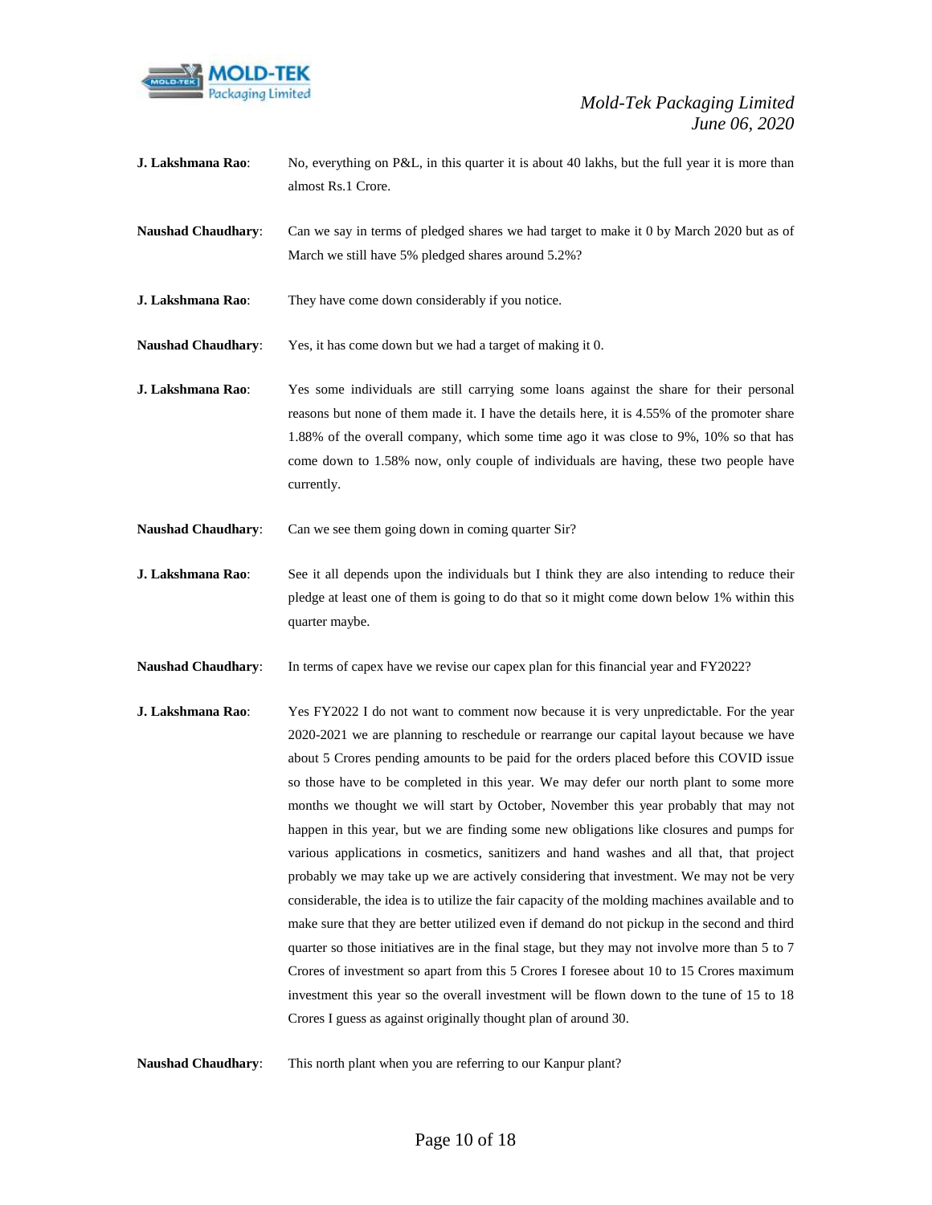**J. Lakshmana Rao**: No, everything on P&L, in this quarter it is about 40 lakhs, but the full year it is more than almost Rs.1 Crore.

**Naushad Chaudhary**: Can we say in terms of pledged shares we had target to make it 0 by March 2020 but as of March we still have 5% pledged shares around 5.2%?

**J. Lakshmana Rao**: They have come down considerably if you notice.

**Naushad Chaudhary**: Yes, it has come down but we had a target of making it 0.

**J. Lakshmana Rao**: Yes some individuals are still carrying some loans against the share for their personal reasons but none of them made it. I have the details here, it is 4.55% of the promoter share 1.88% of the overall company, which some time ago it was close to 9%, 10% so that has come down to 1.58% now, only couple of individuals are having, these two people have currently.

**Naushad Chaudhary**: Can we see them going down in coming quarter Sir?

**J. Lakshmana Rao**: See it all depends upon the individuals but I think they are also intending to reduce their pledge at least one of them is going to do that so it might come down below 1% within this quarter maybe.

**Naushad Chaudhary**: In terms of capex have we revise our capex plan for this financial year and FY2022?

**J. Lakshmana Rao**: Yes FY2022 I do not want to comment now because it is very unpredictable. For the year 2020-2021 we are planning to reschedule or rearrange our capital layout because we have about 5 Crores pending amounts to be paid for the orders placed before this COVID issue so those have to be completed in this year. We may defer our north plant to some more months we thought we will start by October, November this year probably that may not happen in this year, but we are finding some new obligations like closures and pumps for various applications in cosmetics, sanitizers and hand washes and all that, that project probably we may take up we are actively considering that investment. We may not be very considerable, the idea is to utilize the fair capacity of the molding machines available and to make sure that they are better utilized even if demand do not pickup in the second and third quarter so those initiatives are in the final stage, but they may not involve more than 5 to 7 Crores of investment so apart from this 5 Crores I foresee about 10 to 15 Crores maximum investment this year so the overall investment will be flown down to the tune of 15 to 18 Crores I guess as against originally thought plan of around 30.

**Naushad Chaudhary**: This north plant when you are referring to our Kanpur plant?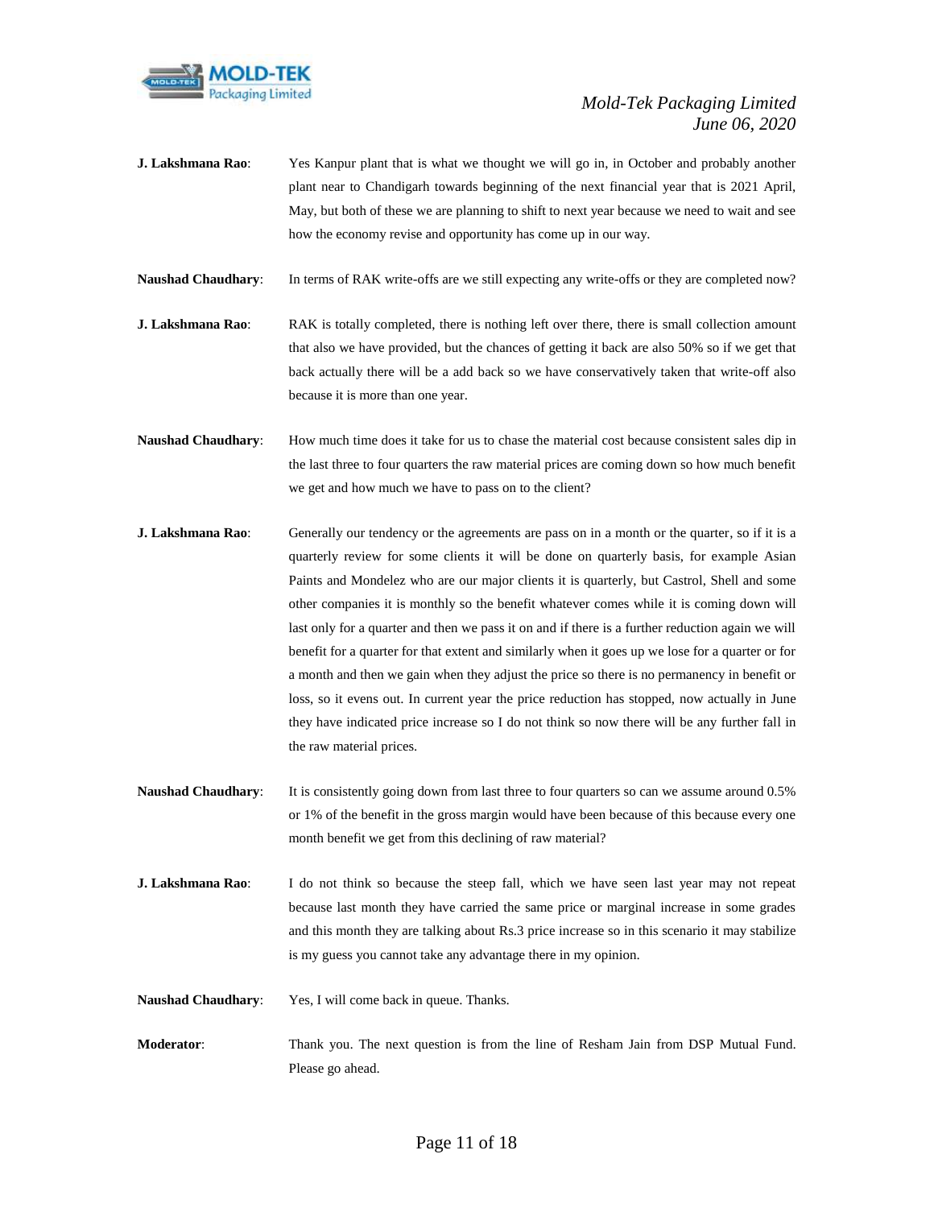**J. Lakshmana Rao**: Yes Kanpur plant that is what we thought we will go in, in October and probably another plant near to Chandigarh towards beginning of the next financial year that is 2021 April, May, but both of these we are planning to shift to next year because we need to wait and see how the economy revise and opportunity has come up in our way.

**Naushad Chaudhary**: In terms of RAK write-offs are we still expecting any write-offs or they are completed now?

**J. Lakshmana Rao**: RAK is totally completed, there is nothing left over there, there is small collection amount that also we have provided, but the chances of getting it back are also 50% so if we get that back actually there will be a add back so we have conservatively taken that write-off also because it is more than one year.

**Naushad Chaudhary**: How much time does it take for us to chase the material cost because consistent sales dip in the last three to four quarters the raw material prices are coming down so how much benefit we get and how much we have to pass on to the client?

**J. Lakshmana Rao**: Generally our tendency or the agreements are pass on in a month or the quarter, so if it is a quarterly review for some clients it will be done on quarterly basis, for example Asian Paints and Mondelez who are our major clients it is quarterly, but Castrol, Shell and some other companies it is monthly so the benefit whatever comes while it is coming down will last only for a quarter and then we pass it on and if there is a further reduction again we will benefit for a quarter for that extent and similarly when it goes up we lose for a quarter or for a month and then we gain when they adjust the price so there is no permanency in benefit or loss, so it evens out. In current year the price reduction has stopped, now actually in June they have indicated price increase so I do not think so now there will be any further fall in the raw material prices.

**Naushad Chaudhary**: It is consistently going down from last three to four quarters so can we assume around 0.5% or 1% of the benefit in the gross margin would have been because of this because every one month benefit we get from this declining of raw material?

**J. Lakshmana Rao**: I do not think so because the steep fall, which we have seen last year may not repeat because last month they have carried the same price or marginal increase in some grades and this month they are talking about Rs.3 price increase so in this scenario it may stabilize is my guess you cannot take any advantage there in my opinion.

**Naushad Chaudhary**: Yes, I will come back in queue. Thanks.

**Moderator**: Thank you. The next question is from the line of Resham Jain from DSP Mutual Fund. Please go ahead.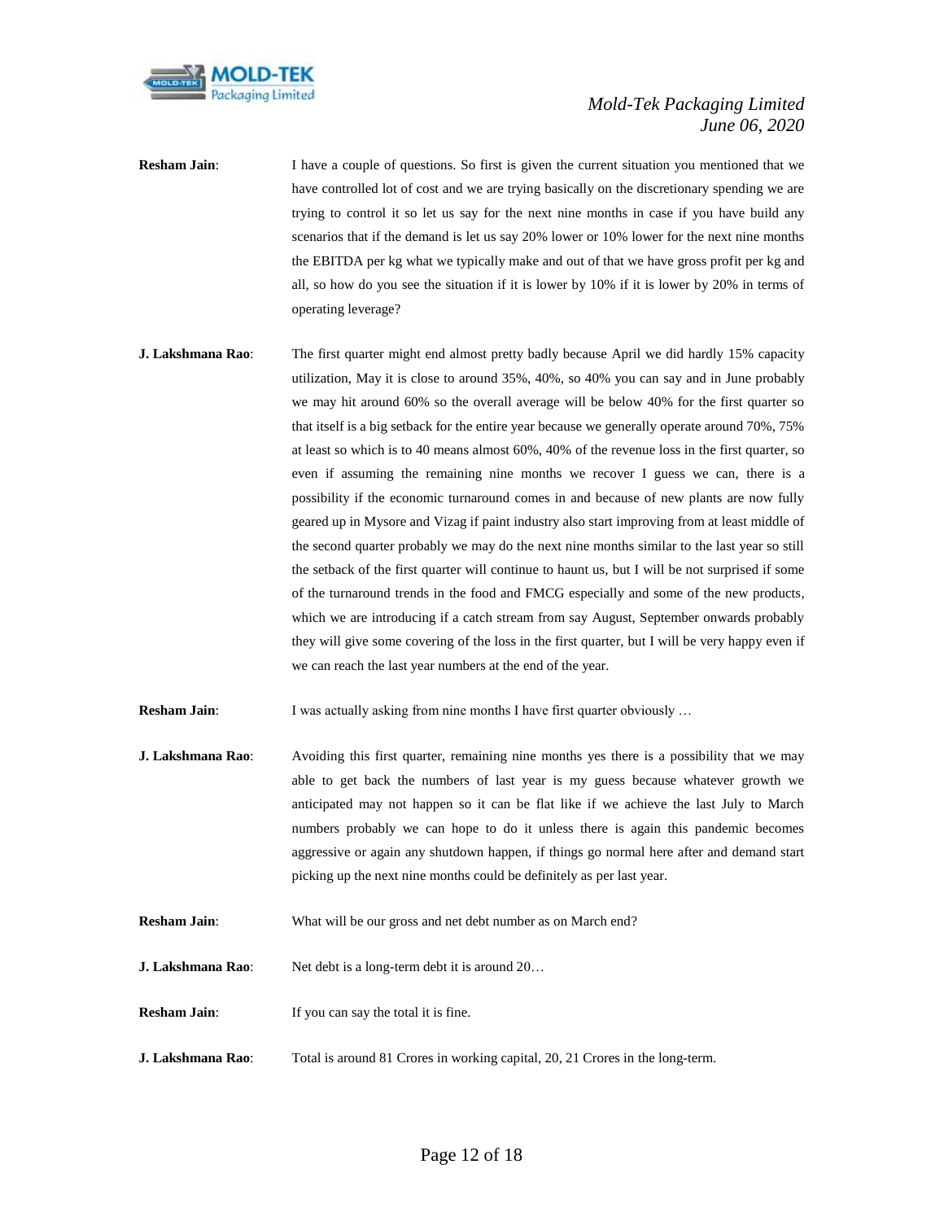**Resham Jain**: I have a couple of questions. So first is given the current situation you mentioned that we have controlled lot of cost and we are trying basically on the discretionary spending we are trying to control it so let us say for the next nine months in case if you have build any scenarios that if the demand is let us say 20% lower or 10% lower for the next nine months the EBITDA per kg what we typically make and out of that we have gross profit per kg and all, so how do you see the situation if it is lower by 10% if it is lower by 20% in terms of operating leverage?

**J. Lakshmana Rao**: The first quarter might end almost pretty badly because April we did hardly 15% capacity utilization, May it is close to around 35%, 40%, so 40% you can say and in June probably we may hit around 60% so the overall average will be below 40% for the first quarter so that itself is a big setback for the entire year because we generally operate around 70%, 75% at least so which is to 40 means almost 60%, 40% of the revenue loss in the first quarter, so even if assuming the remaining nine months we recover I guess we can, there is a possibility if the economic turnaround comes in and because of new plants are now fully geared up in Mysore and Vizag if paint industry also start improving from at least middle of the second quarter probably we may do the next nine months similar to the last year so still the setback of the first quarter will continue to haunt us, but I will be not surprised if some of the turnaround trends in the food and FMCG especially and some of the new products, which we are introducing if a catch stream from say August, September onwards probably they will give some covering of the loss in the first quarter, but I will be very happy even if we can reach the last year numbers at the end of the year.

**Resham Jain**: I was actually asking from nine months I have first quarter obviously …

**J. Lakshmana Rao**: Avoiding this first quarter, remaining nine months yes there is a possibility that we may able to get back the numbers of last year is my guess because whatever growth we anticipated may not happen so it can be flat like if we achieve the last July to March numbers probably we can hope to do it unless there is again this pandemic becomes aggressive or again any shutdown happen, if things go normal here after and demand start picking up the next nine months could be definitely as per last year.

**Resham Jain**: What will be our gross and net debt number as on March end?

**J. Lakshmana Rao**: Net debt is a long-term debt it is around 20…

**Resham Jain**: If you can say the total it is fine.

**J. Lakshmana Rao**: Total is around 81 Crores in working capital, 20, 21 Crores in the long-term.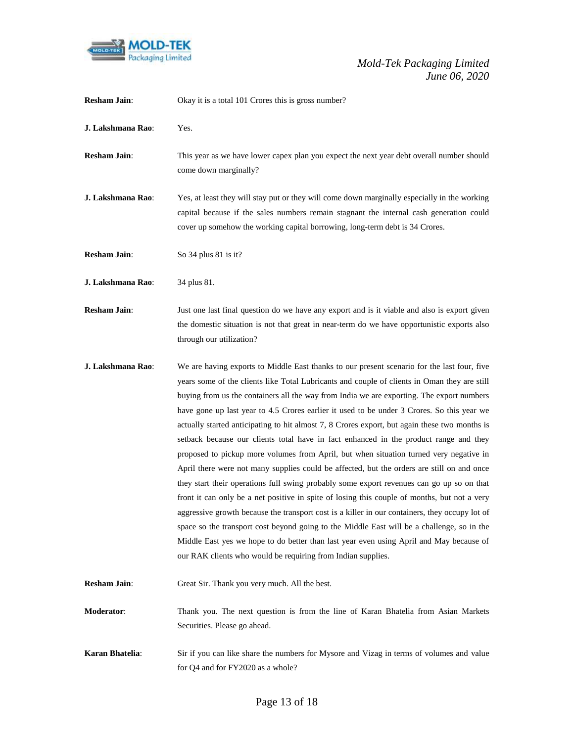**Resham Jain**: Okay it is a total 101 Crores this is gross number?

**J. Lakshmana Rao**: Yes.

**Resham Jain**: This year as we have lower capex plan you expect the next year debt overall number should come down marginally?

**J. Lakshmana Rao**: Yes, at least they will stay put or they will come down marginally especially in the working capital because if the sales numbers remain stagnant the internal cash generation could cover up somehow the working capital borrowing, long-term debt is 34 Crores.

**Resham Jain**: So 34 plus 81 is it?

**J. Lakshmana Rao**: 34 plus 81.

**Resham Jain**: Just one last final question do we have any export and is it viable and also is export given the domestic situation is not that great in near-term do we have opportunistic exports also through our utilization?

**J. Lakshmana Rao**: We are having exports to Middle East thanks to our present scenario for the last four, five years some of the clients like Total Lubricants and couple of clients in Oman they are still buying from us the containers all the way from India we are exporting. The export numbers have gone up last year to 4.5 Crores earlier it used to be under 3 Crores. So this year we actually started anticipating to hit almost 7, 8 Crores export, but again these two months is setback because our clients total have in fact enhanced in the product range and they proposed to pickup more volumes from April, but when situation turned very negative in April there were not many supplies could be affected, but the orders are still on and once they start their operations full swing probably some export revenues can go up so on that front it can only be a net positive in spite of losing this couple of months, but not a very aggressive growth because the transport cost is a killer in our containers, they occupy lot of space so the transport cost beyond going to the Middle East will be a challenge, so in the Middle East yes we hope to do better than last year even using April and May because of our RAK clients who would be requiring from Indian supplies.

**Resham Jain**: Great Sir. Thank you very much. All the best.

**Moderator**: Thank you. The next question is from the line of Karan Bhatelia from Asian Markets Securities. Please go ahead.

**Karan Bhatelia**: Sir if you can like share the numbers for Mysore and Vizag in terms of volumes and value for Q4 and for FY2020 as a whole?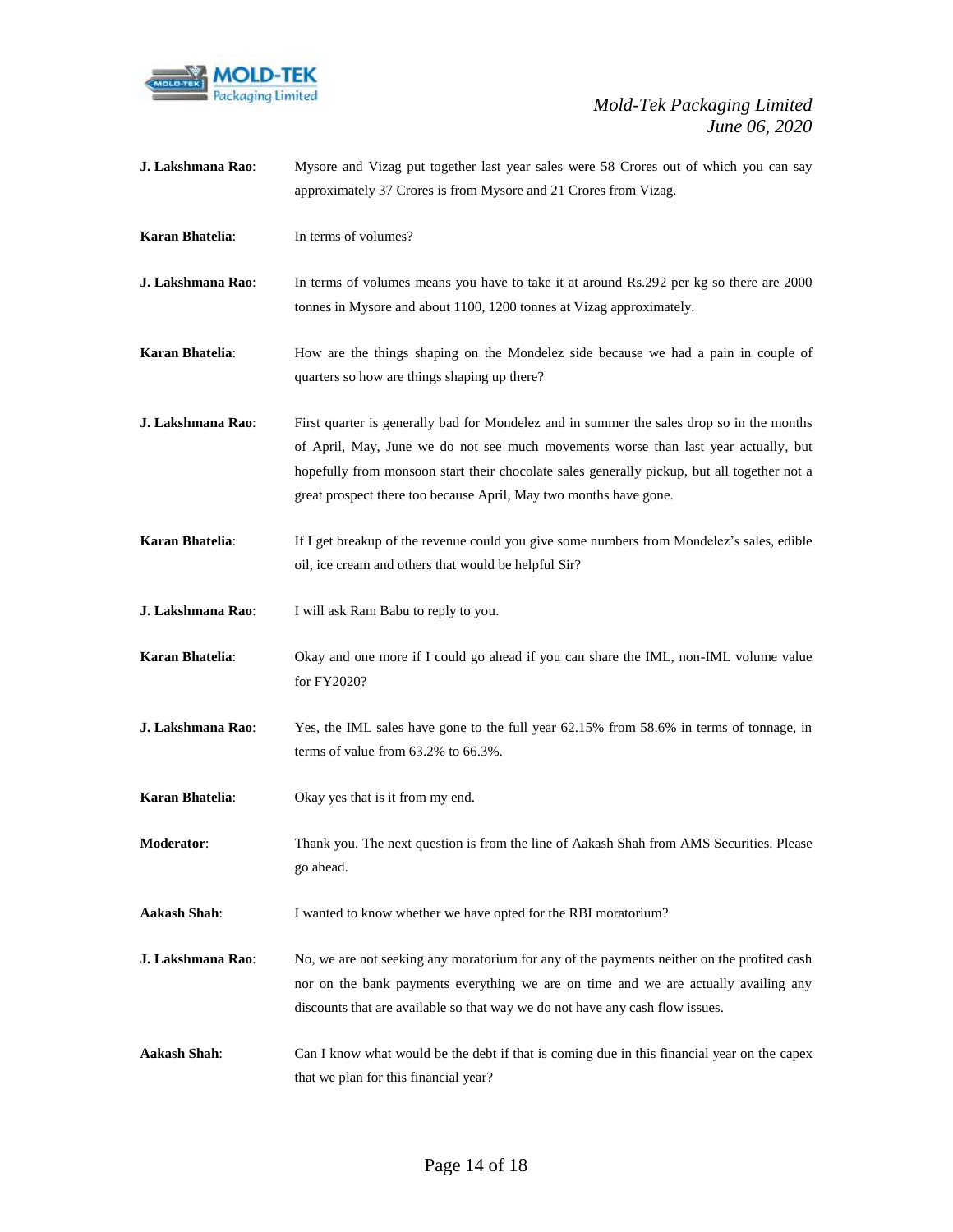**J. Lakshmana Rao**: Mysore and Vizag put together last year sales were 58 Crores out of which you can say approximately 37 Crores is from Mysore and 21 Crores from Vizag.

**Karan Bhatelia**: In terms of volumes?

**J. Lakshmana Rao**: In terms of volumes means you have to take it at around Rs.292 per kg so there are 2000 tonnes in Mysore and about 1100, 1200 tonnes at Vizag approximately.

**Karan Bhatelia**: How are the things shaping on the Mondelez side because we had a pain in couple of quarters so how are things shaping up there?

**J. Lakshmana Rao**: First quarter is generally bad for Mondelez and in summer the sales drop so in the months of April, May, June we do not see much movements worse than last year actually, but hopefully from monsoon start their chocolate sales generally pickup, but all together not a great prospect there too because April, May two months have gone.

**Karan Bhatelia**: If I get breakup of the revenue could you give some numbers from Mondelez's sales, edible oil, ice cream and others that would be helpful Sir?

**J. Lakshmana Rao**: I will ask Ram Babu to reply to you.

**Karan Bhatelia**: Okay and one more if I could go ahead if you can share the IML, non-IML volume value for FY2020?

**J. Lakshmana Rao**: Yes, the IML sales have gone to the full year 62.15% from 58.6% in terms of tonnage, in terms of value from 63.2% to 66.3%.

**Karan Bhatelia**: Okay yes that is it from my end.

**Moderator**: Thank you. The next question is from the line of Aakash Shah from AMS Securities. Please go ahead.

**Aakash Shah**: I wanted to know whether we have opted for the RBI moratorium?

**J. Lakshmana Rao**: No, we are not seeking any moratorium for any of the payments neither on the profited cash nor on the bank payments everything we are on time and we are actually availing any discounts that are available so that way we do not have any cash flow issues.

**Aakash Shah**: Can I know what would be the debt if that is coming due in this financial year on the capex that we plan for this financial year?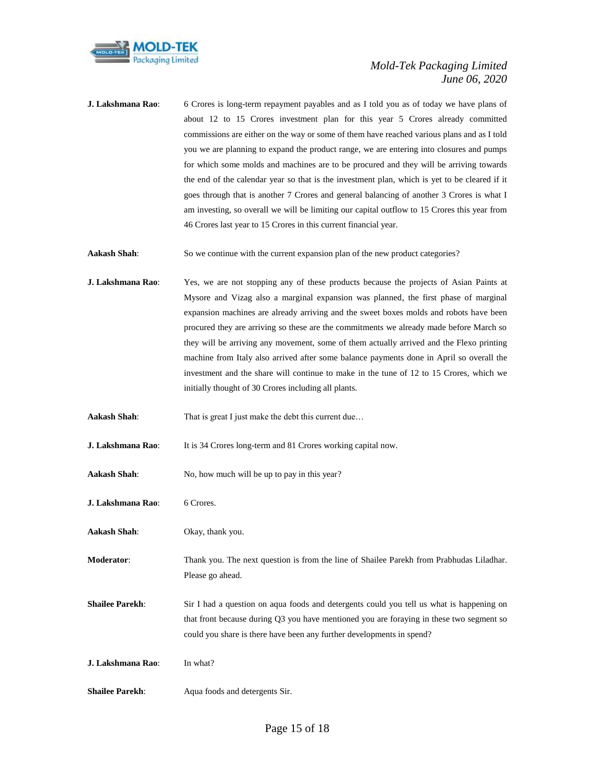**J. Lakshmana Rao**: 6 Crores is long-term repayment payables and as I told you as of today we have plans of about 12 to 15 Crores investment plan for this year 5 Crores already committed commissions are either on the way or some of them have reached various plans and as I told you we are planning to expand the product range, we are entering into closures and pumps for which some molds and machines are to be procured and they will be arriving towards the end of the calendar year so that is the investment plan, which is yet to be cleared if it goes through that is another 7 Crores and general balancing of another 3 Crores is what I am investing, so overall we will be limiting our capital outflow to 15 Crores this year from 46 Crores last year to 15 Crores in this current financial year.

**Aakash Shah**: So we continue with the current expansion plan of the new product categories?

**J. Lakshmana Rao**: Yes, we are not stopping any of these products because the projects of Asian Paints at Mysore and Vizag also a marginal expansion was planned, the first phase of marginal expansion machines are already arriving and the sweet boxes molds and robots have been procured they are arriving so these are the commitments we already made before March so they will be arriving any movement, some of them actually arrived and the Flexo printing machine from Italy also arrived after some balance payments done in April so overall the investment and the share will continue to make in the tune of 12 to 15 Crores, which we initially thought of 30 Crores including all plants.

**Aakash Shah**: That is great I just make the debt this current due…

**J. Lakshmana Rao**: It is 34 Crores long-term and 81 Crores working capital now.

**Aakash Shah**: No, how much will be up to pay in this year?

**J. Lakshmana Rao**: 6 Crores.

**Aakash Shah**: Okay, thank you.

**Moderator**: Thank you. The next question is from the line of Shailee Parekh from Prabhudas Liladhar. Please go ahead.

**Shailee Parekh**: Sir I had a question on aqua foods and detergents could you tell us what is happening on that front because during Q3 you have mentioned you are foraying in these two segment so could you share is there have been any further developments in spend?

**J. Lakshmana Rao**: In what?

**Shailee Parekh**: Aqua foods and detergents Sir.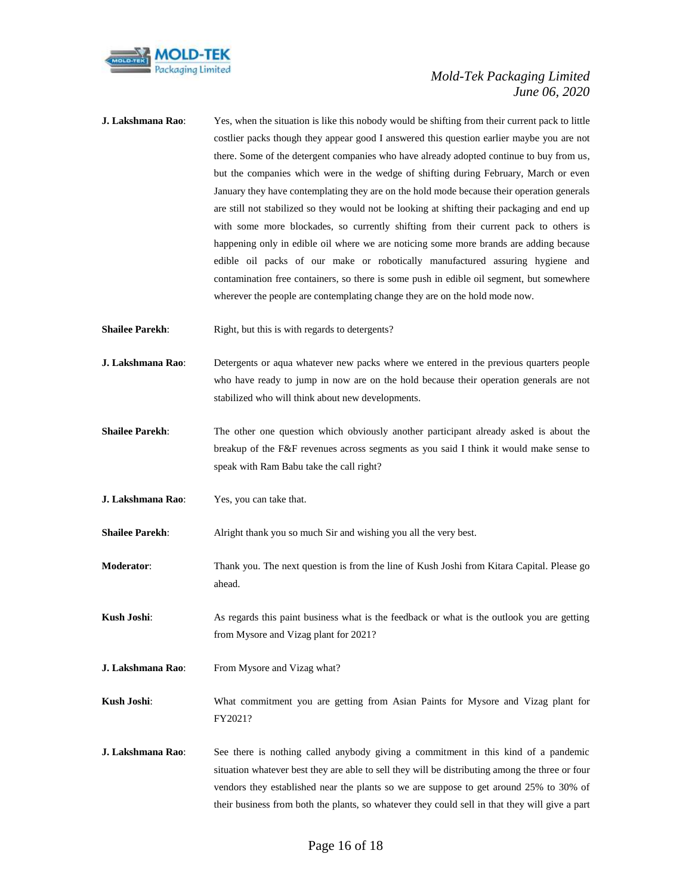**J. Lakshmana Rao**: Yes, when the situation is like this nobody would be shifting from their current pack to little costlier packs though they appear good I answered this question earlier maybe you are not there. Some of the detergent companies who have already adopted continue to buy from us, but the companies which were in the wedge of shifting during February, March or even January they have contemplating they are on the hold mode because their operation generals are still not stabilized so they would not be looking at shifting their packaging and end up with some more blockades, so currently shifting from their current pack to others is happening only in edible oil where we are noticing some more brands are adding because edible oil packs of our make or robotically manufactured assuring hygiene and contamination free containers, so there is some push in edible oil segment, but somewhere wherever the people are contemplating change they are on the hold mode now.

**Shailee Parekh**: Right, but this is with regards to detergents?

**J. Lakshmana Rao**: Detergents or aqua whatever new packs where we entered in the previous quarters people who have ready to jump in now are on the hold because their operation generals are not stabilized who will think about new developments.

**Shailee Parekh**: The other one question which obviously another participant already asked is about the breakup of the F&F revenues across segments as you said I think it would make sense to speak with Ram Babu take the call right?

**J. Lakshmana Rao**: Yes, you can take that.

**Shailee Parekh**: Alright thank you so much Sir and wishing you all the very best.

**Moderator**: Thank you. The next question is from the line of Kush Joshi from Kitara Capital. Please go ahead.

**Kush Joshi**: As regards this paint business what is the feedback or what is the outlook you are getting from Mysore and Vizag plant for 2021?

**J. Lakshmana Rao**: From Mysore and Vizag what?

**Kush Joshi**: What commitment you are getting from Asian Paints for Mysore and Vizag plant for FY2021?

**J. Lakshmana Rao**: See there is nothing called anybody giving a commitment in this kind of a pandemic situation whatever best they are able to sell they will be distributing among the three or four vendors they established near the plants so we are suppose to get around 25% to 30% of their business from both the plants, so whatever they could sell in that they will give a part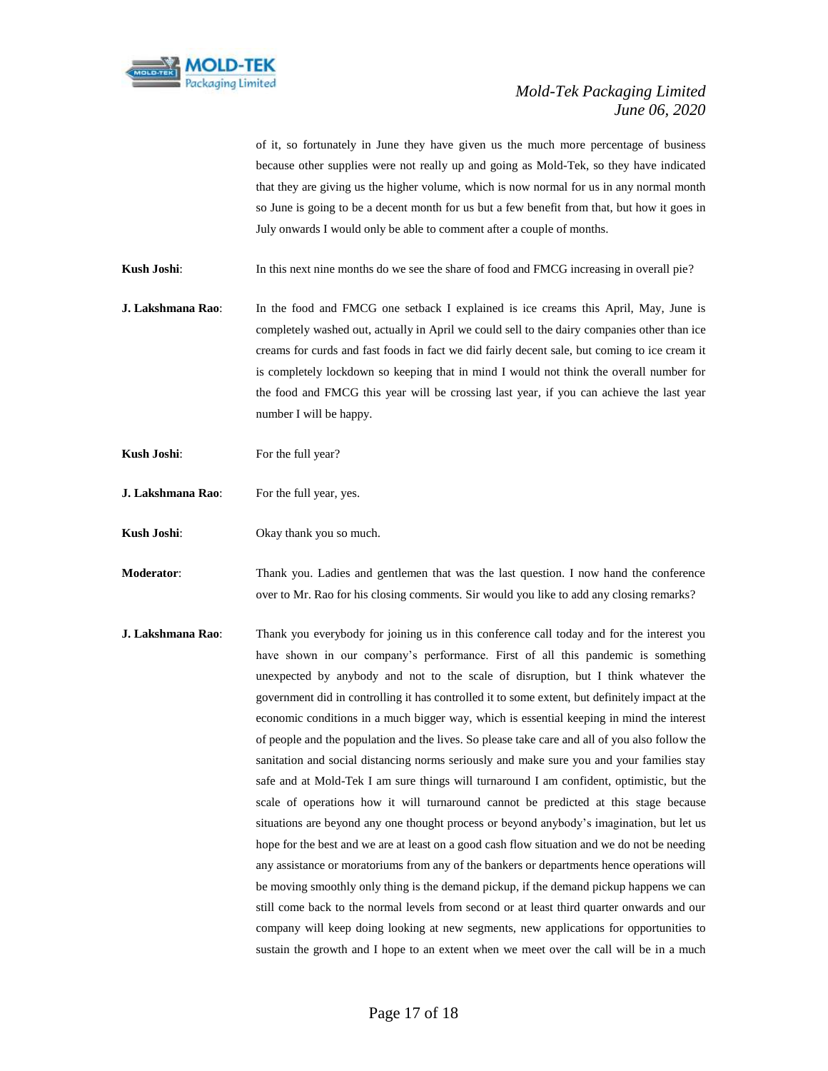of it, so fortunately in June they have given us the much more percentage of business because other supplies were not really up and going as Mold-Tek, so they have indicated that they are giving us the higher volume, which is now normal for us in any normal month so June is going to be a decent month for us but a few benefit from that, but how it goes in July onwards I would only be able to comment after a couple of months.

**Kush Joshi**: In this next nine months do we see the share of food and FMCG increasing in overall pie?

**J. Lakshmana Rao**: In the food and FMCG one setback I explained is ice creams this April, May, June is completely washed out, actually in April we could sell to the dairy companies other than ice creams for curds and fast foods in fact we did fairly decent sale, but coming to ice cream it is completely lockdown so keeping that in mind I would not think the overall number for the food and FMCG this year will be crossing last year, if you can achieve the last year number I will be happy.

**Kush Joshi**: For the full year?

**J. Lakshmana Rao**: For the full year, yes.

**Kush Joshi**: Okay thank you so much.

**Moderator**: Thank you. Ladies and gentlemen that was the last question. I now hand the conference over to Mr. Rao for his closing comments. Sir would you like to add any closing remarks?

**J. Lakshmana Rao**: Thank you everybody for joining us in this conference call today and for the interest you have shown in our company's performance. First of all this pandemic is something unexpected by anybody and not to the scale of disruption, but I think whatever the government did in controlling it has controlled it to some extent, but definitely impact at the economic conditions in a much bigger way, which is essential keeping in mind the interest of people and the population and the lives. So please take care and all of you also follow the sanitation and social distancing norms seriously and make sure you and your families stay safe and at Mold-Tek I am sure things will turnaround I am confident, optimistic, but the scale of operations how it will turnaround cannot be predicted at this stage because situations are beyond any one thought process or beyond anybody's imagination, but let us hope for the best and we are at least on a good cash flow situation and we do not be needing any assistance or moratoriums from any of the bankers or departments hence operations will be moving smoothly only thing is the demand pickup, if the demand pickup happens we can still come back to the normal levels from second or at least third quarter onwards and our company will keep doing looking at new segments, new applications for opportunities to sustain the growth and I hope to an extent when we meet over the call will be in a much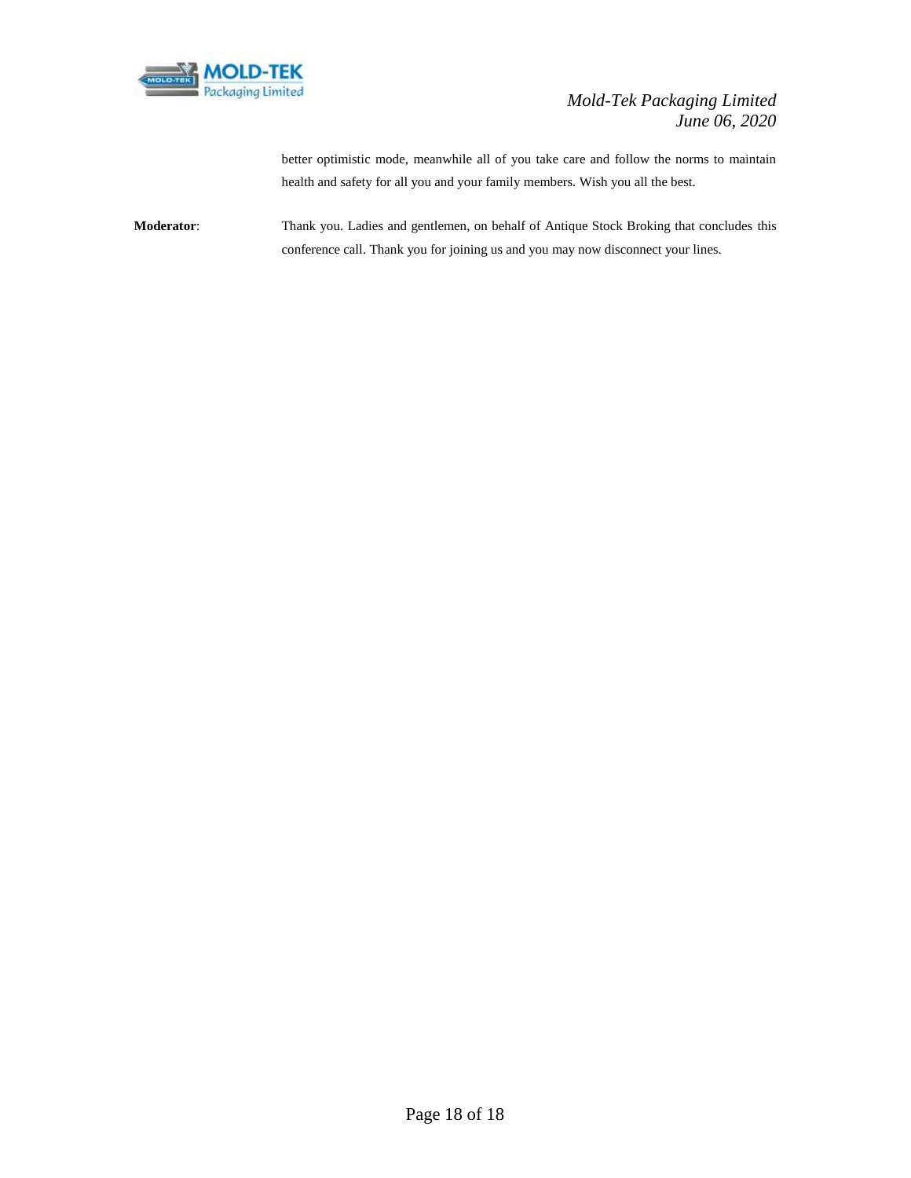better optimistic mode, meanwhile all of you take care and follow the norms to maintain health and safety for all you and your family members. Wish you all the best.

**Moderator**: Thank you. Ladies and gentlemen, on behalf of Antique Stock Broking that concludes this conference call. Thank you for joining us and you may now disconnect your lines.